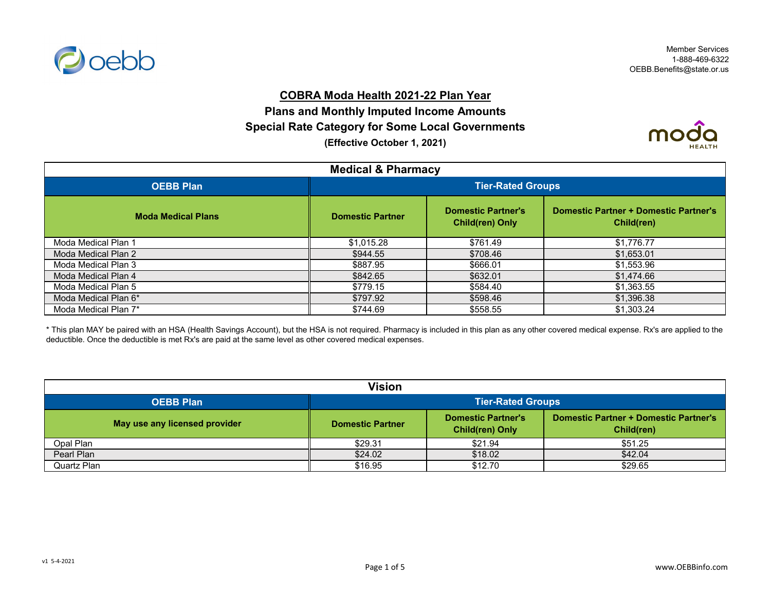Member Services
1-888-469-6322
OEBB.Benefits@state.or.us

# COBRA Moda Health 2021-22 Plan Year

## Plans and Monthly Imputed Income Amounts

## Special Rate Category for Some Local Governments

**(Effective October 1, 2021)**

| Medical & Pharmacy | | | |
|---|---|---|---|
| **OEBB Plan** | **Tier-Rated Groups** | | |
| **Moda Medical Plans** | **Domestic Partner** | **Domestic Partner's Child(ren) Only** | **Domestic Partner + Domestic Partner's Child(ren)** |
| Moda Medical Plan 1 | $1,015.28 | $761.49 | $1,776.77 |
| Moda Medical Plan 2 | $944.55 | $708.46 | $1,653.01 |
| Moda Medical Plan 3 | $887.95 | $666.01 | $1,553.96 |
| Moda Medical Plan 4 | $842.65 | $632.01 | $1,474.66 |
| Moda Medical Plan 5 | $779.15 | $584.40 | $1,363.55 |
| Moda Medical Plan 6* | $797.92 | $598.46 | $1,396.38 |
| Moda Medical Plan 7* | $744.69 | $558.55 | $1,303.24 |

* This plan MAY be paired with an HSA (Health Savings Account), but the HSA is not required. Pharmacy is included in this plan as any other covered medical expense. Rx's are applied to the deductible. Once the deductible is met Rx's are paid at the same level as other covered medical expenses.

| Vision | | | |
|---|---|---|---|
| **OEBB Plan** | **Tier-Rated Groups** | | |
| **May use any licensed provider** | **Domestic Partner** | **Domestic Partner's Child(ren) Only** | **Domestic Partner + Domestic Partner's Child(ren)** |
| Opal Plan | $29.31 | $21.94 | $51.25 |
| Pearl Plan | $24.02 | $18.02 | $42.04 |
| Quartz Plan | $16.95 | $12.70 | $29.65 |

v1 5-4-2021

www.OEBBinfo.com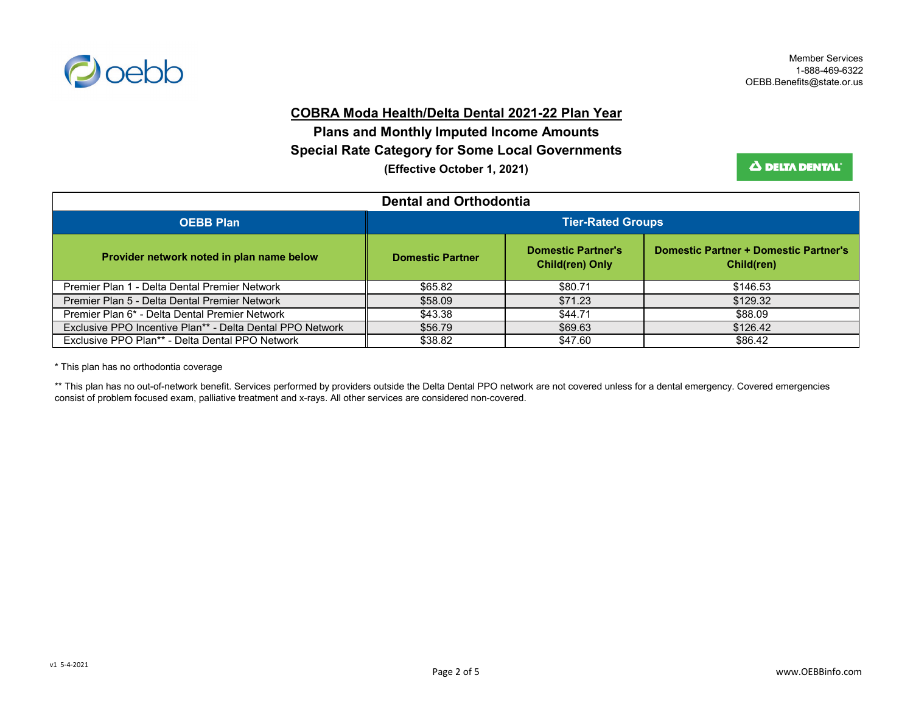Member Services
1-888-469-6322
OEBB.Benefits@state.or.us

# COBRA Moda Health/Delta Dental 2021-22 Plan Year

## Plans and Monthly Imputed Income Amounts

## Special Rate Category for Some Local Governments

**(Effective October 1, 2021)**

| Dental and Orthodontia | | | |
|---|---|---|---|
| **OEBB Plan** | **Tier-Rated Groups** | | |
| **Provider network noted in plan name below** | **Domestic Partner** | **Domestic Partner's Child(ren) Only** | **Domestic Partner + Domestic Partner's Child(ren)** |
| Premier Plan 1 - Delta Dental Premier Network | $65.82 | $80.71 | $146.53 |
| Premier Plan 5 - Delta Dental Premier Network | $58.09 | $71.23 | $129.32 |
| Premier Plan 6* - Delta Dental Premier Network | $43.38 | $44.71 | $88.09 |
| Exclusive PPO Incentive Plan** - Delta Dental PPO Network | $56.79 | $69.63 | $126.42 |
| Exclusive PPO Plan** - Delta Dental PPO Network | $38.82 | $47.60 | $86.42 |

* This plan has no orthodontia coverage

** This plan has no out-of-network benefit. Services performed by providers outside the Delta Dental PPO network are not covered unless for a dental emergency. Covered emergencies consist of problem focused exam, palliative treatment and x-rays. All other services are considered non-covered.

v1 5-4-2021

www.OEBBinfo.com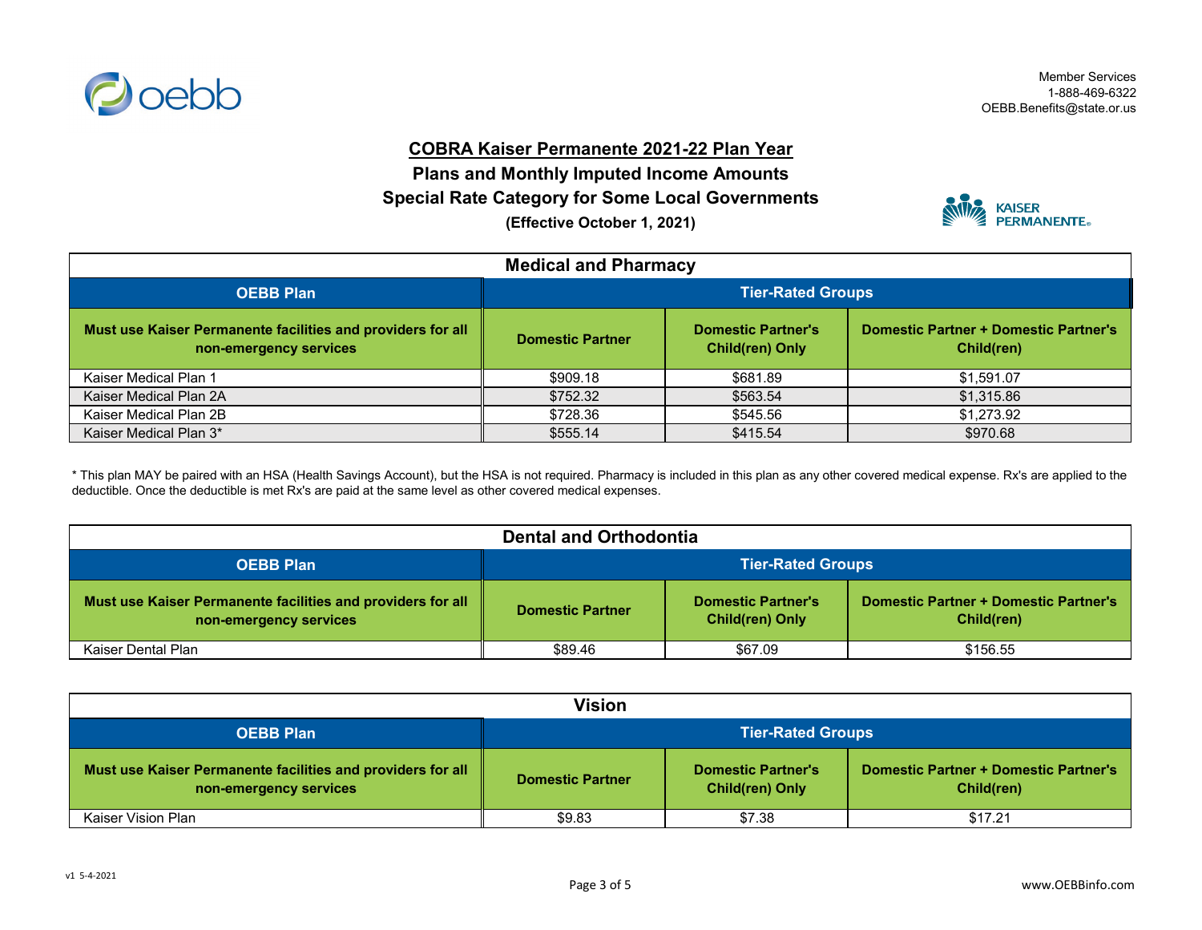Member Services
1-888-469-6322
OEBB.Benefits@state.or.us

# COBRA Kaiser Permanente 2021-22 Plan Year

## Plans and Monthly Imputed Income Amounts

## Special Rate Category for Some Local Governments

**(Effective October 1, 2021)**

### Medical and Pharmacy

| OEBB Plan | Tier-Rated Groups | | |
|---|---|---|---|
| **Must use Kaiser Permanente facilities and providers for all non-emergency services** | **Domestic Partner** | **Domestic Partner's Child(ren) Only** | **Domestic Partner + Domestic Partner's Child(ren)** |
| Kaiser Medical Plan 1 | $909.18 | $681.89 | $1,591.07 |
| Kaiser Medical Plan 2A | $752.32 | $563.54 | $1,315.86 |
| Kaiser Medical Plan 2B | $728.36 | $545.56 | $1,273.92 |
| Kaiser Medical Plan 3* | $555.14 | $415.54 | $970.68 |

* This plan MAY be paired with an HSA (Health Savings Account), but the HSA is not required. Pharmacy is included in this plan as any other covered medical expense. Rx's are applied to the deductible. Once the deductible is met Rx's are paid at the same level as other covered medical expenses.

### Dental and Orthodontia

| OEBB Plan | Tier-Rated Groups | | |
|---|---|---|---|
| **Must use Kaiser Permanente facilities and providers for all non-emergency services** | **Domestic Partner** | **Domestic Partner's Child(ren) Only** | **Domestic Partner + Domestic Partner's Child(ren)** |
| Kaiser Dental Plan | $89.46 | $67.09 | $156.55 |

### Vision

| OEBB Plan | Tier-Rated Groups | | |
|---|---|---|---|
| **Must use Kaiser Permanente facilities and providers for all non-emergency services** | **Domestic Partner** | **Domestic Partner's Child(ren) Only** | **Domestic Partner + Domestic Partner's Child(ren)** |
| Kaiser Vision Plan | $9.83 | $7.38 | $17.21 |

v1 5-4-2021

www.OEBBinfo.com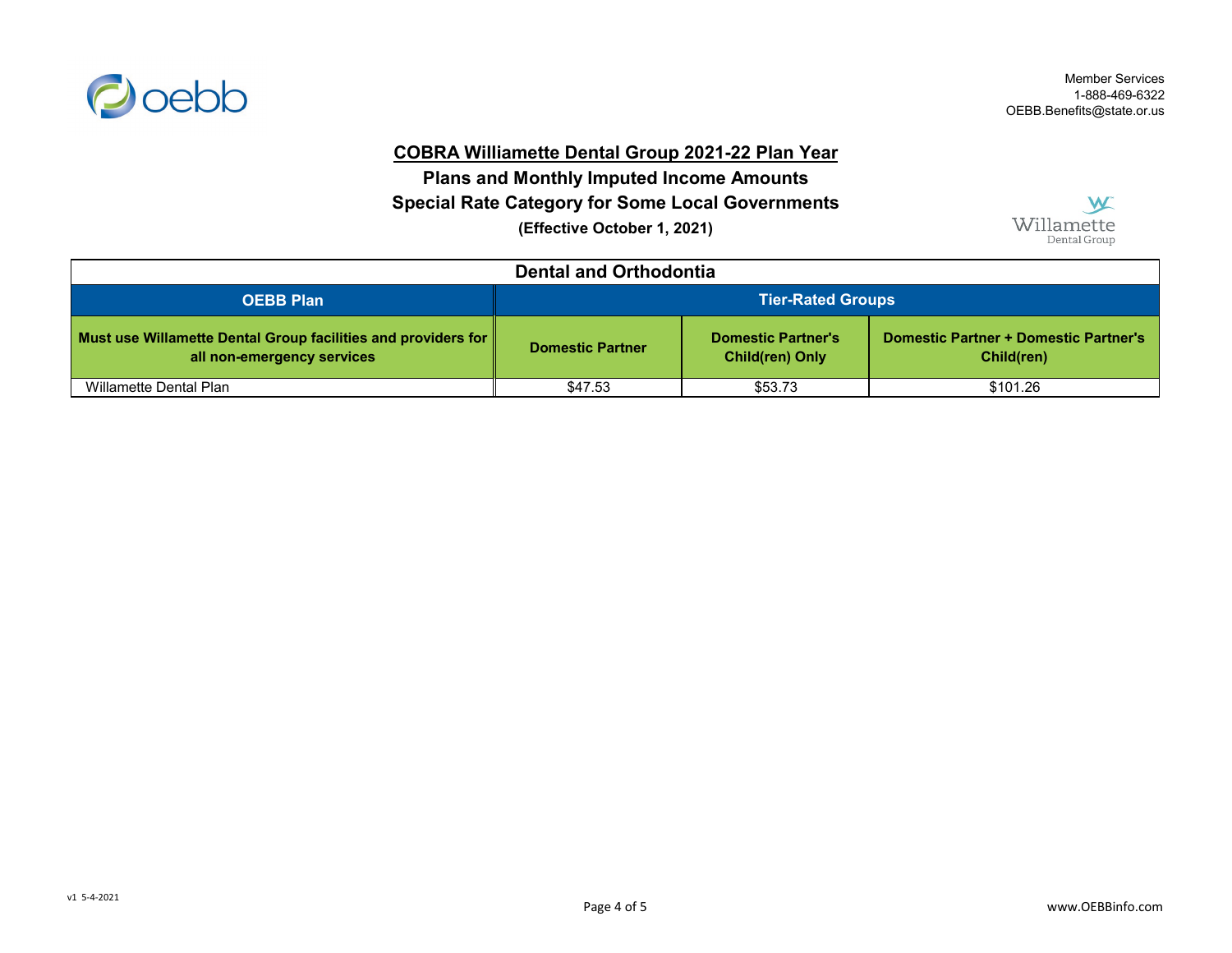Member Services
1-888-469-6322
OEBB.Benefits@state.or.us

# COBRA Williamette Dental Group 2021-22 Plan Year

## Plans and Monthly Imputed Income Amounts

## Special Rate Category for Some Local Governments

**(Effective October 1, 2021)**

| Dental and Orthodontia | | | |
|---|---|---|---|
| **OEBB Plan** | **Tier-Rated Groups** | | |
| **Must use Willamette Dental Group facilities and providers for all non-emergency services** | **Domestic Partner** | **Domestic Partner's Child(ren) Only** | **Domestic Partner + Domestic Partner's Child(ren)** |
| Willamette Dental Plan | $47.53 | $53.73 | $101.26 |

v1 5-4-2021

www.OEBBinfo.com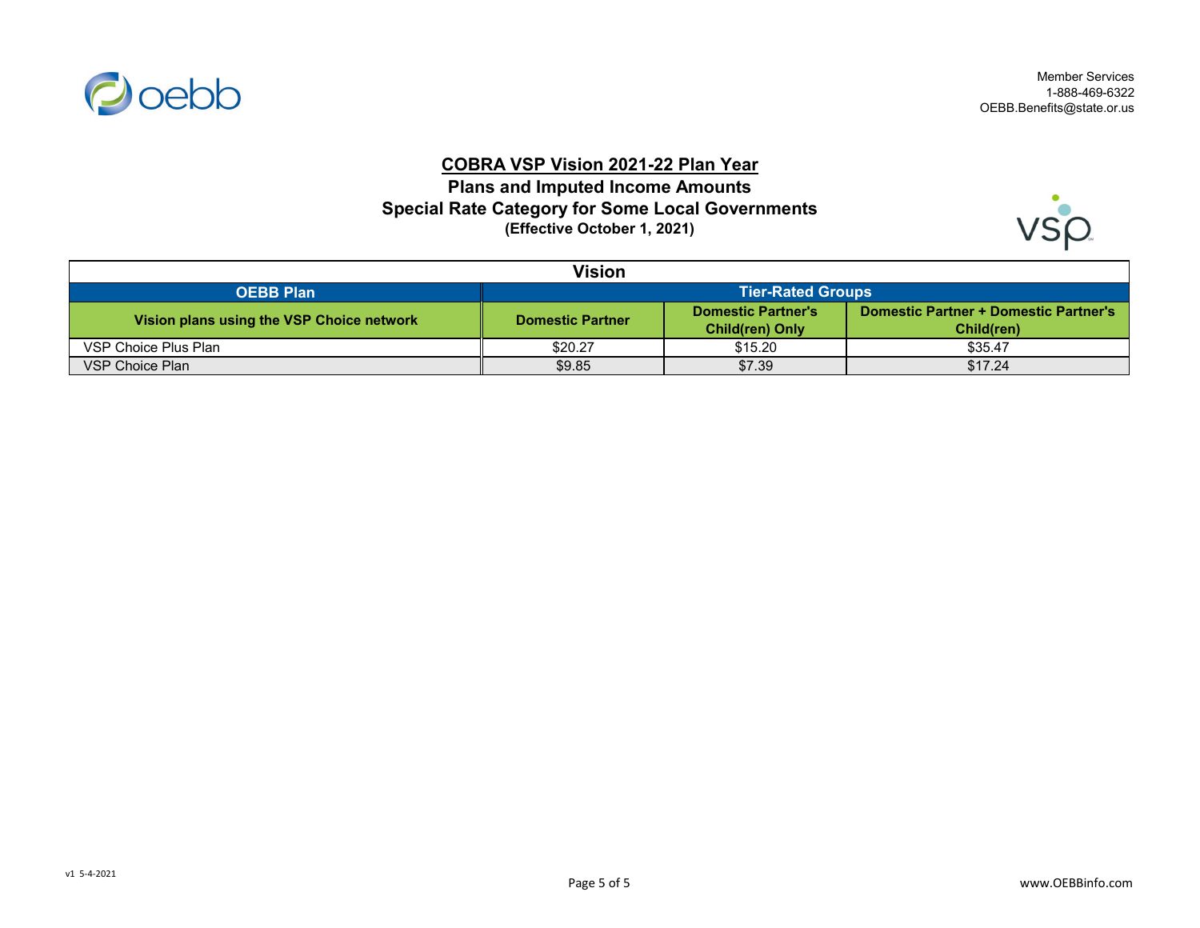Member Services
1-888-469-6322
OEBB.Benefits@state.or.us

# COBRA VSP Vision 2021-22 Plan Year

## Plans and Imputed Income Amounts

## Special Rate Category for Some Local Governments

**(Effective October 1, 2021)**

| Vision | | | |
|---|---|---|---|
| **OEBB Plan** | **Tier-Rated Groups** | | |
| **Vision plans using the VSP Choice network** | **Domestic Partner** | **Domestic Partner's Child(ren) Only** | **Domestic Partner + Domestic Partner's Child(ren)** |
| VSP Choice Plus Plan | $20.27 | $15.20 | $35.47 |
| VSP Choice Plan | $9.85 | $7.39 | $17.24 |

v1 5-4-2021

www.OEBBinfo.com